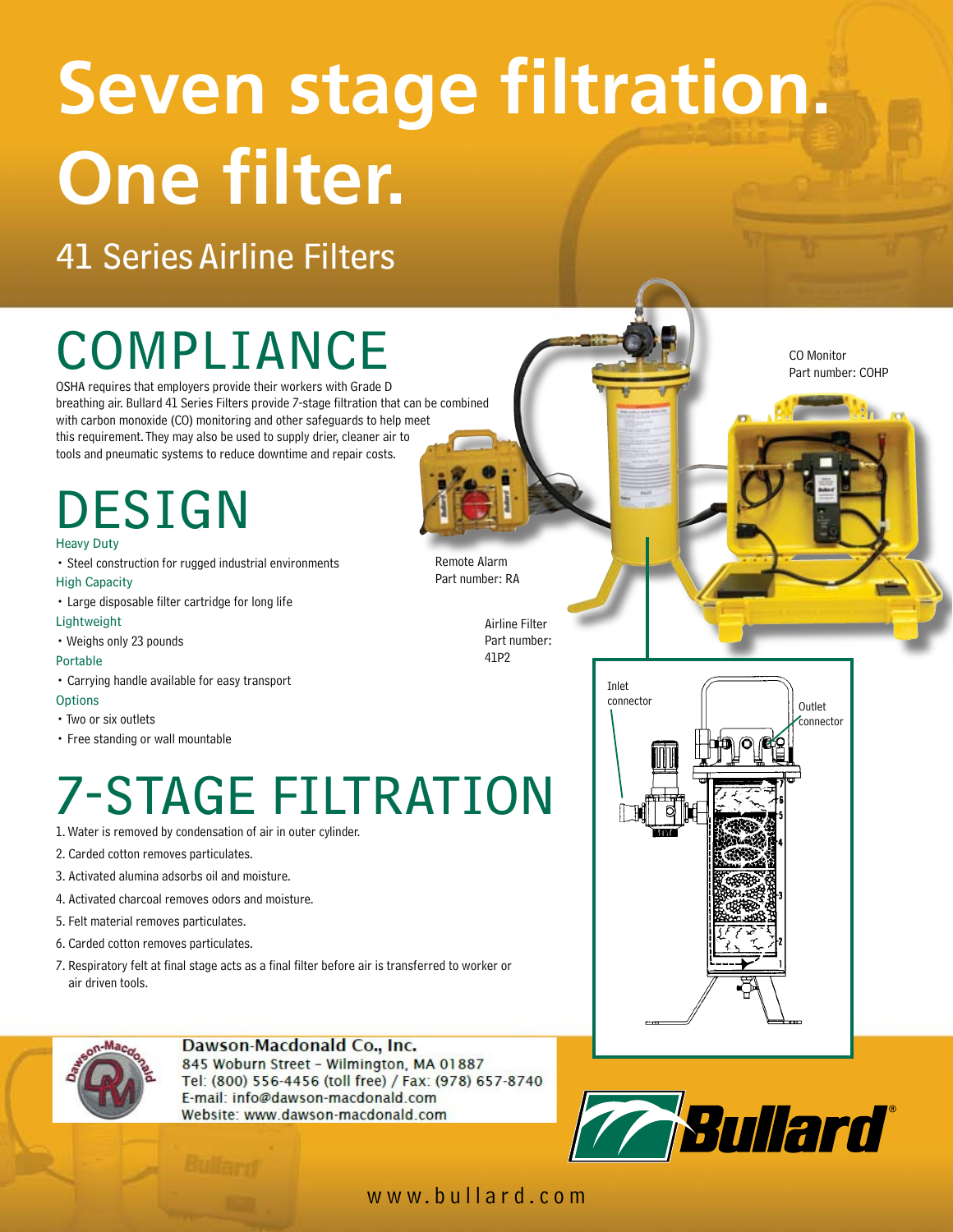# Seven stage filtration. One filter.

## 41 Series Airline Filters

## COMPLIANCE

OSHA requires that employers provide their workers with Grade D breathing air. Bullard 41 Series Filters provide 7-stage filtration that can be combined with carbon monoxide (CO) monitoring and other safeguards to help meet this requirement. They may also be used to supply drier, cleaner air to tools and pneumatic systems to reduce downtime and repair costs.

## DESIGN

Heavy Duty

- Steel construction for rugged industrial environments

High Capacity

- Large disposable filter cartridge for long life

Lightweight

- Weighs only 23 pounds

Portable

- Carrying handle available for easy transport

Options

- Two or six outlets
- Free standing or wall mountable

Remote Alarm
Part number: RA

Airline Filter
Part number: 41P2

CO Monitor
Part number: COHP

Inlet connector

Outlet connector

## 7-STAGE FILTRATION

1. Water is removed by condensation of air in outer cylinder.
2. Carded cotton removes particulates.
3. Activated alumina adsorbs oil and moisture.
4. Activated charcoal removes odors and moisture.
5. Felt material removes particulates.
6. Carded cotton removes particulates.
7. Respiratory felt at final stage acts as a final filter before air is transferred to worker or air driven tools.

**Dawson-Macdonald Co., Inc.**
845 Woburn Street – Wilmington, MA 01887
Tel: (800) 556-4456 (toll free) / Fax: (978) 657-8740
E-mail: info@dawson-macdonald.com
Website: www.dawson-macdonald.com

Bullard®

www.bullard.com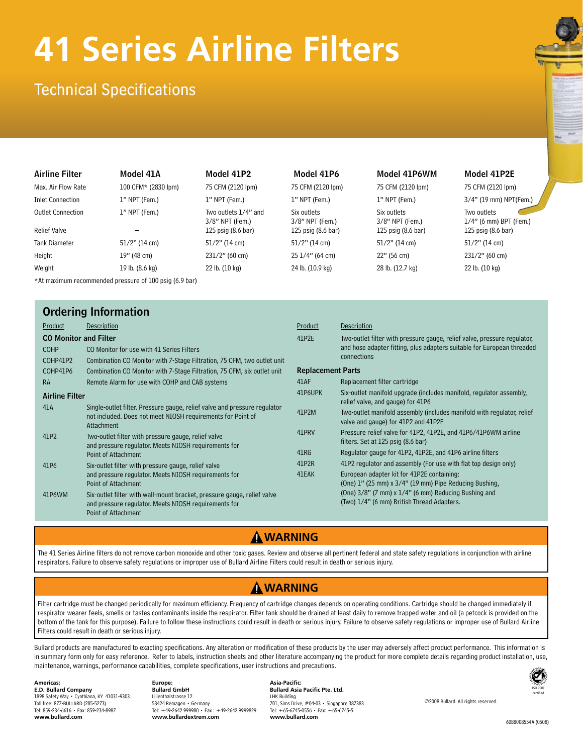# 41 Series Airline Filters

## Technical Specifications

| Airline Filter | Model 41A | Model 41P2 | Model 41P6 | Model 41P6WM | Model 41P2E |
|---|---|---|---|---|---|
| Max. Air Flow Rate | 100 CFM* (2830 lpm) | 75 CFM (2120 lpm) | 75 CFM (2120 lpm) | 75 CFM (2120 lpm) | 75 CFM (2120 lpm) |
| Inlet Connection | 1" NPT (Fem.) | 1" NPT (Fem.) | 1" NPT (Fem.) | 1" NPT (Fem.) | 3/4" (19 mm) NPT(Fem.) |
| Outlet Connection | 1" NPT (Fem.) | Two outlets 1/4" and 3/8" NPT (Fem.) | Six outlets 3/8" NPT (Fem.) | Six outlets 3/8" NPT (Fem.) | Two outlets 1/4" (6 mm) BPT (Fem.) |
| Relief Valve | – | 125 psig (8.6 bar) | 125 psig (8.6 bar) | 125 psig (8.6 bar) | 125 psig (8.6 bar) |
| Tank Diameter | 51/2" (14 cm) | 51/2" (14 cm) | 51/2" (14 cm) | 51/2" (14 cm) | 51/2" (14 cm) |
| Height | 19" (48 cm) | 231/2" (60 cm) | 25 1/4" (64 cm) | 22" (56 cm) | 231/2" (60 cm) |
| Weight | 19 lb. (8.6 kg) | 22 lb. (10 kg) | 24 lb. (10.9 kg) | 28 lb. (12.7 kg) | 22 lb. (10 kg) |

*At maximum recommended pressure of 100 psig (6.9 bar)

## Ordering Information

| Product | Description |
|---|---|
| **CO Monitor and Filter** | |
| COHP | CO Monitor for use with 41 Series Filters |
| COHP41P2 | Combination CO Monitor with 7-Stage Filtration, 75 CFM, two outlet unit |
| COHP41P6 | Combination CO Monitor with 7-Stage Filtration, 75 CFM, six outlet unit |
| RA | Remote Alarm for use with COHP and CAB systems |
| **Airline Filter** | |
| 41A | Single-outlet filter. Pressure gauge, relief valve and pressure regulator not included. Does not meet NIOSH requirements for Point of Attachment |
| 41P2 | Two-outlet filter with pressure gauge, relief valve and pressure regulator. Meets NIOSH requirements for Point of Attachment |
| 41P6 | Six-outlet filter with pressure gauge, relief valve and pressure regulator. Meets NIOSH requirements for Point of Attachment |
| 41P6WM | Six-outlet filter with wall-mount bracket, pressure gauge, relief valve and pressure regulator. Meets NIOSH requirements for Point of Attachment |
| 41P2E | Two-outlet filter with pressure gauge, relief valve, pressure regulator, and hose adapter fitting, plus adapters suitable for European threaded connections |
| **Replacement Parts** | |
| 41AF | Replacement filter cartridge |
| 41P6UPK | Six-outlet manifold upgrade (includes manifold, regulator assembly, relief valve, and gauge) for 41P6 |
| 41P2M | Two-outlet manifold assembly (includes manifold with regulator, relief valve and gauge) for 41P2 and 41P2E |
| 41PRV | Pressure relief valve for 41P2, 41P2E, and 41P6/41P6WM airline filters. Set at 125 psig (8.6 bar) |
| 41RG | Regulator gauge for 41P2, 41P2E, and 41P6 airline filters |
| 41P2R | 41P2 regulator and assembly (For use with flat top design only) |
| 41EAK | European adapter kit for 41P2E containing: (One) 1" (25 mm) x 3/4" (19 mm) Pipe Reducing Bushing, (One) 3/8" (7 mm) x 1/4" (6 mm) Reducing Bushing and (Two) 1/4" (6 mm) British Thread Adapters. |

### ⚠ WARNING

The 41 Series Airline filters do not remove carbon monoxide and other toxic gases. Review and observe all pertinent federal and state safety regulations in conjunction with airline respirators. Failure to observe safety regulations or improper use of Bullard Airline Filters could result in death or serious injury.

### ⚠ WARNING

Filter cartridge must be changed periodically for maximum efficiency. Frequency of cartridge changes depends on operating conditions. Cartridge should be changed immediately if respirator wearer feels, smells or tastes contaminants inside the respirator. Filter tank should be drained at least daily to remove trapped water and oil (a petcock is provided on the bottom of the tank for this purpose). Failure to follow these instructions could result in death or serious injury. Failure to observe safety regulations or improper use of Bullard Airline Filters could result in death or serious injury.

Bullard products are manufactured to exacting specifications. Any alteration or modification of these products by the user may adversely affect product performance. This information is in summary form only for easy reference. Refer to labels, instruction sheets and other literature accompanying the product for more complete details regarding product installation, use, maintenance, warnings, performance capabilities, complete specifications, user instructions and precautions.

**Americas:**
**E.D. Bullard Company**
1898 Safety Way • Cynthiana, KY 41031-9303
Toll free: 877-BULLARD (285-5273)
Tel: 859-234-6616 • Fax: 859-234-8987
**www.bullard.com**

**Europe:**
**Bullard GmbH**
Lilienthalstrasse 12
53424 Remagen • Germany
Tel: +49-2642 999980 • Fax : +49-2642 9999829
**www.bullardextrem.com**

**Asia-Pacific:**
**Bullard Asia Pacific Pte. Ltd.**
LHK Building
701, Sims Drive, #04-03 • Singapore 387383
Tel: +65-6745-0556 • Fax: +65-6745-5
**www.bullard.com**

ISO 9001 certified

©2008 Bullard. All rights reserved.

6088008554A (0508)